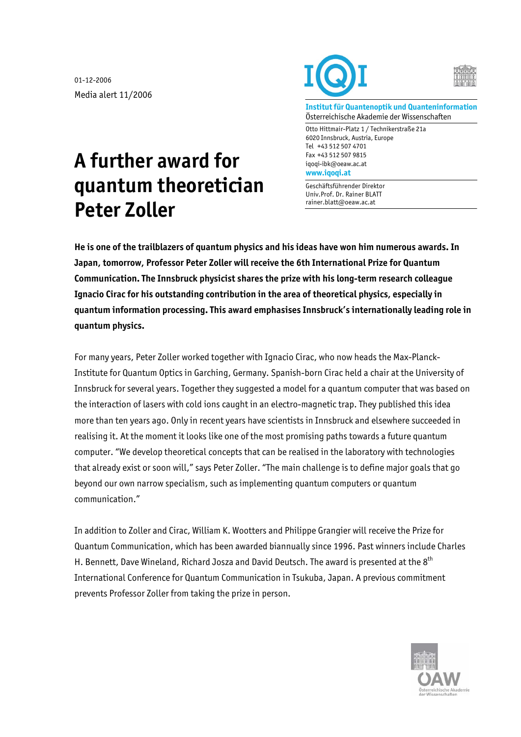01-12-2006

Media alert 11/2006

**Institut für Quantenoptik und Quanteninformation**
Österreichische Akademie der Wissenschaften

Otto Hittmair-Platz 1 / Technikerstraße 21a
6020 Innsbruck, Austria, Europe
Tel +43 512 507 4701
Fax +43 512 507 9815
iqoqi-ibk@oeaw.ac.at
**www.iqoqi.at**

Geschäftsführender Direktor
Univ.Prof. Dr. Rainer BLATT
rainer.blatt@oeaw.ac.at

# A further award for quantum theoretician Peter Zoller

**He is one of the trailblazers of quantum physics and his ideas have won him numerous awards. In Japan, tomorrow, Professor Peter Zoller will receive the 6th International Prize for Quantum Communication. The Innsbruck physicist shares the prize with his long-term research colleague Ignacio Cirac for his outstanding contribution in the area of theoretical physics, especially in quantum information processing. This award emphasises Innsbruck's internationally leading role in quantum physics.**

For many years, Peter Zoller worked together with Ignacio Cirac, who now heads the Max-Planck-Institute for Quantum Optics in Garching, Germany. Spanish-born Cirac held a chair at the University of Innsbruck for several years. Together they suggested a model for a quantum computer that was based on the interaction of lasers with cold ions caught in an electro-magnetic trap. They published this idea more than ten years ago. Only in recent years have scientists in Innsbruck and elsewhere succeeded in realising it. At the moment it looks like one of the most promising paths towards a future quantum computer. "We develop theoretical concepts that can be realised in the laboratory with technologies that already exist or soon will," says Peter Zoller. "The main challenge is to define major goals that go beyond our own narrow specialism, such as implementing quantum computers or quantum communication."

In addition to Zoller and Cirac, William K. Wootters and Philippe Grangier will receive the Prize for Quantum Communication, which has been awarded biannually since 1996. Past winners include Charles H. Bennett, Dave Wineland, Richard Josza and David Deutsch. The award is presented at the 8th International Conference for Quantum Communication in Tsukuba, Japan. A previous commitment prevents Professor Zoller from taking the prize in person.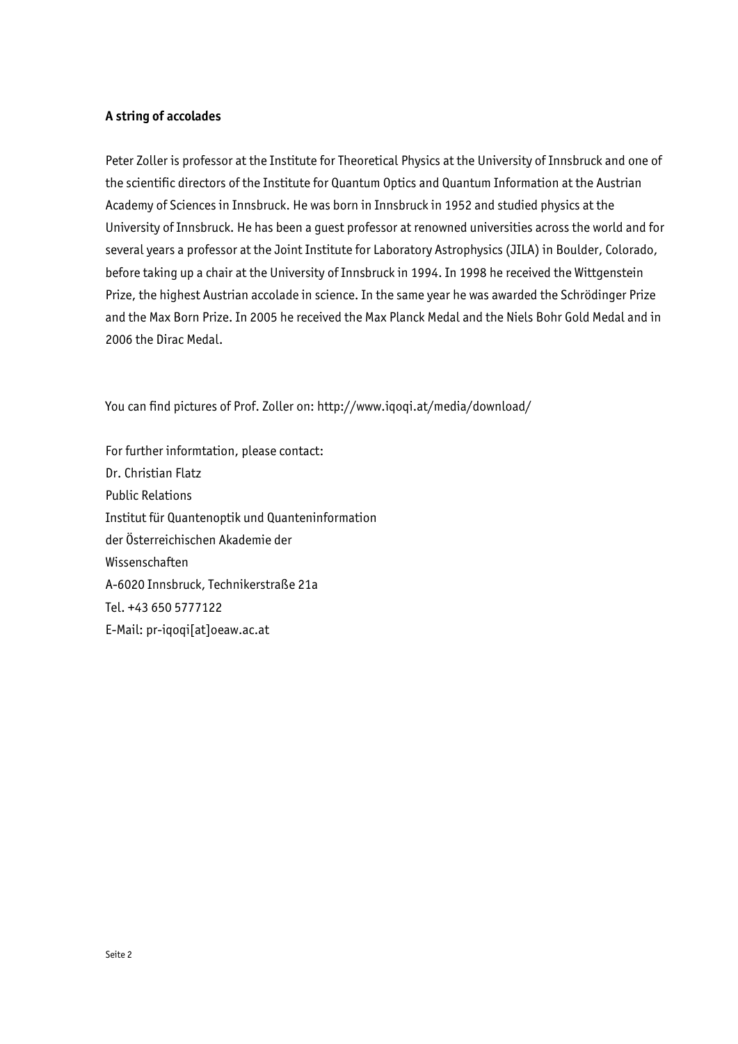**A string of accolades**

Peter Zoller is professor at the Institute for Theoretical Physics at the University of Innsbruck and one of the scientific directors of the Institute for Quantum Optics and Quantum Information at the Austrian Academy of Sciences in Innsbruck. He was born in Innsbruck in 1952 and studied physics at the University of Innsbruck. He has been a guest professor at renowned universities across the world and for several years a professor at the Joint Institute for Laboratory Astrophysics (JILA) in Boulder, Colorado, before taking up a chair at the University of Innsbruck in 1994. In 1998 he received the Wittgenstein Prize, the highest Austrian accolade in science. In the same year he was awarded the Schrödinger Prize and the Max Born Prize. In 2005 he received the Max Planck Medal and the Niels Bohr Gold Medal and in 2006 the Dirac Medal.

You can find pictures of Prof. Zoller on: http://www.iqoqi.at/media/download/

For further informtation, please contact:
Dr. Christian Flatz
Public Relations
Institut für Quantenoptik und Quanteninformation
der Österreichischen Akademie der
Wissenschaften
A-6020 Innsbruck, Technikerstraße 21a
Tel. +43 650 5777122
E-Mail: pr-iqoqi[at]oeaw.ac.at